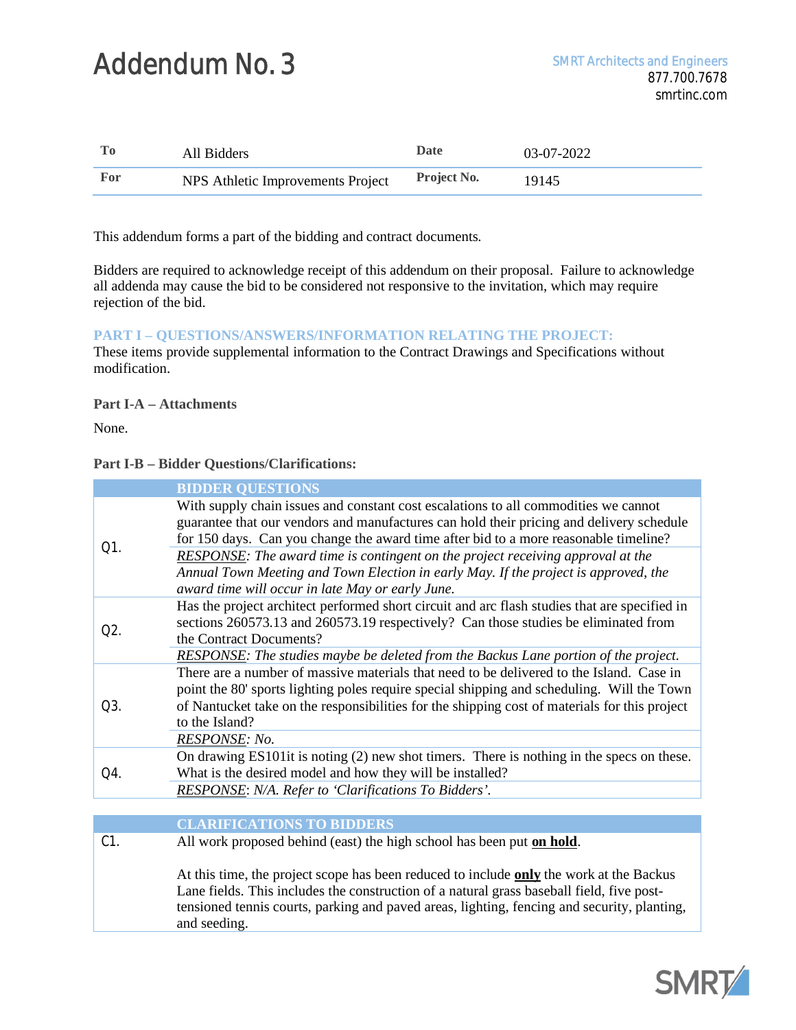# Addendum No. 3

SMRT Architects and Engineers
877.700.7678
smrtinc.com

| To | All Bidders | Date | 03-07-2022 |
|---|---|---|---|
| For | NPS Athletic Improvements Project | Project No. | 19145 |

This addendum forms a part of the bidding and contract documents.

Bidders are required to acknowledge receipt of this addendum on their proposal. Failure to acknowledge all addenda may cause the bid to be considered not responsive to the invitation, which may require rejection of the bid.

## PART I – QUESTIONS/ANSWERS/INFORMATION RELATING THE PROJECT:

These items provide supplemental information to the Contract Drawings and Specifications without modification.

### Part I-A – Attachments

None.

### Part I-B – Bidder Questions/Clarifications:

| | BIDDER QUESTIONS |
|---|---|
| Q1. | With supply chain issues and constant cost escalations to all commodities we cannot guarantee that our vendors and manufactures can hold their pricing and delivery schedule for 150 days. Can you change the award time after bid to a more reasonable timeline? |
| | *<u>RESPONSE</u>: The award time is contingent on the project receiving approval at the Annual Town Meeting and Town Election in early May. If the project is approved, the award time will occur in late May or early June.* |
| Q2. | Has the project architect performed short circuit and arc flash studies that are specified in sections 260573.13 and 260573.19 respectively? Can those studies be eliminated from the Contract Documents? |
| | *<u>RESPONSE</u>: The studies maybe be deleted from the Backus Lane portion of the project.* |
| Q3. | There are a number of massive materials that need to be delivered to the Island. Case in point the 80' sports lighting poles require special shipping and scheduling. Will the Town of Nantucket take on the responsibilities for the shipping cost of materials for this project to the Island? |
| | *<u>RESPONSE</u>: No.* |
| Q4. | On drawing ES101it is noting (2) new shot timers. There is nothing in the specs on these. What is the desired model and how they will be installed? |
| | *<u>RESPONSE</u>: N/A. Refer to 'Clarifications To Bidders'.* |

| | CLARIFICATIONS TO BIDDERS |
|---|---|
| C1. | All work proposed behind (east) the high school has been put **<u>on hold</u>**.<br><br>At this time, the project scope has been reduced to include **<u>only</u>** the work at the Backus Lane fields. This includes the construction of a natural grass baseball field, five post-tensioned tennis courts, parking and paved areas, lighting, fencing and security, planting, and seeding. |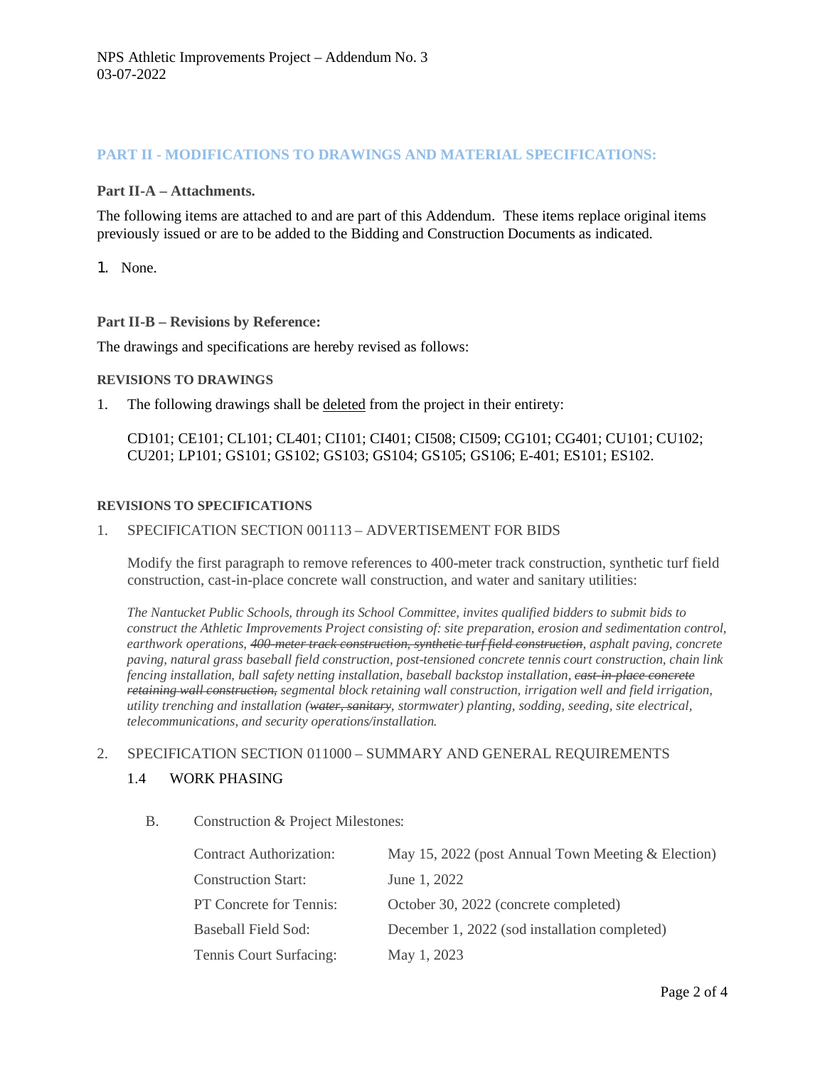## PART II - MODIFICATIONS TO DRAWINGS AND MATERIAL SPECIFICATIONS:

### Part II-A – Attachments.

The following items are attached to and are part of this Addendum. These items replace original items previously issued or are to be added to the Bidding and Construction Documents as indicated.

1. None.

### Part II-B – Revisions by Reference:

The drawings and specifications are hereby revised as follows:

#### REVISIONS TO DRAWINGS

1. The following drawings shall be deleted from the project in their entirety:

   CD101; CE101; CL101; CL401; CI101; CI401; CI508; CI509; CG101; CG401; CU101; CU102; CU201; LP101; GS101; GS102; GS103; GS104; GS105; GS106; E-401; ES101; ES102.

#### REVISIONS TO SPECIFICATIONS

1. SPECIFICATION SECTION 001113 – ADVERTISEMENT FOR BIDS

   Modify the first paragraph to remove references to 400-meter track construction, synthetic turf field construction, cast-in-place concrete wall construction, and water and sanitary utilities:

   *The Nantucket Public Schools, through its School Committee, invites qualified bidders to submit bids to construct the Athletic Improvements Project consisting of: site preparation, erosion and sedimentation control, earthwork operations, ~~400-meter track construction, synthetic turf field construction~~, asphalt paving, concrete paving, natural grass baseball field construction, post-tensioned concrete tennis court construction, chain link fencing installation, ball safety netting installation, baseball backstop installation, ~~cast-in-place concrete retaining wall construction,~~ segmental block retaining wall construction, irrigation well and field irrigation, utility trenching and installation (~~water, sanitary~~, stormwater) planting, sodding, seeding, site electrical, telecommunications, and security operations/installation.*

2. SPECIFICATION SECTION 011000 – SUMMARY AND GENERAL REQUIREMENTS

   1.4 WORK PHASING

   B. Construction & Project Milestones:

| | |
|---|---|
| Contract Authorization: | May 15, 2022 (post Annual Town Meeting & Election) |
| Construction Start: | June 1, 2022 |
| PT Concrete for Tennis: | October 30, 2022 (concrete completed) |
| Baseball Field Sod: | December 1, 2022 (sod installation completed) |
| Tennis Court Surfacing: | May 1, 2023 |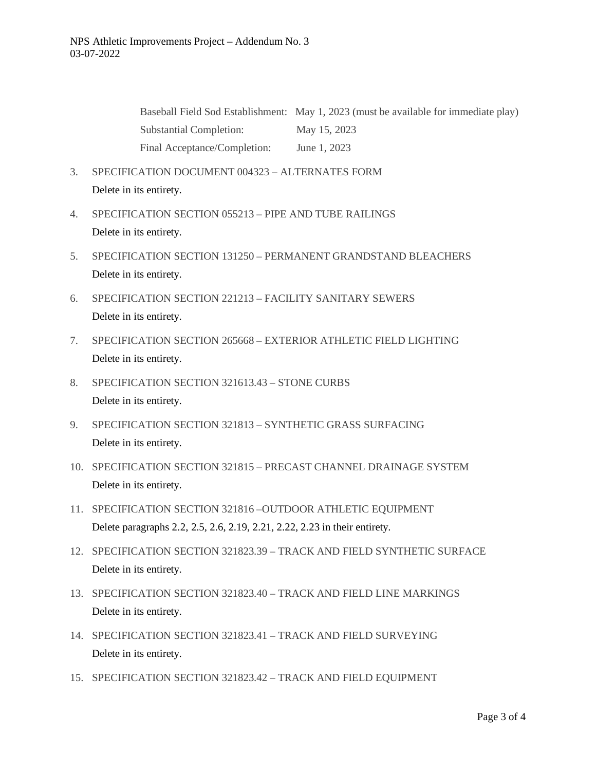| | |
|---|---|
| Baseball Field Sod Establishment: | May 1, 2023 (must be available for immediate play) |
| Substantial Completion: | May 15, 2023 |
| Final Acceptance/Completion: | June 1, 2023 |

3. SPECIFICATION DOCUMENT 004323 – ALTERNATES FORM

   Delete in its entirety.

4. SPECIFICATION SECTION 055213 – PIPE AND TUBE RAILINGS

   Delete in its entirety.

5. SPECIFICATION SECTION 131250 – PERMANENT GRANDSTAND BLEACHERS

   Delete in its entirety.

6. SPECIFICATION SECTION 221213 – FACILITY SANITARY SEWERS

   Delete in its entirety.

7. SPECIFICATION SECTION 265668 – EXTERIOR ATHLETIC FIELD LIGHTING

   Delete in its entirety.

8. SPECIFICATION SECTION 321613.43 – STONE CURBS

   Delete in its entirety.

9. SPECIFICATION SECTION 321813 – SYNTHETIC GRASS SURFACING

   Delete in its entirety.

10. SPECIFICATION SECTION 321815 – PRECAST CHANNEL DRAINAGE SYSTEM

    Delete in its entirety.

11. SPECIFICATION SECTION 321816 –OUTDOOR ATHLETIC EQUIPMENT

    Delete paragraphs 2.2, 2.5, 2.6, 2.19, 2.21, 2.22, 2.23 in their entirety.

12. SPECIFICATION SECTION 321823.39 – TRACK AND FIELD SYNTHETIC SURFACE

    Delete in its entirety.

13. SPECIFICATION SECTION 321823.40 – TRACK AND FIELD LINE MARKINGS

    Delete in its entirety.

14. SPECIFICATION SECTION 321823.41 – TRACK AND FIELD SURVEYING

    Delete in its entirety.

15. SPECIFICATION SECTION 321823.42 – TRACK AND FIELD EQUIPMENT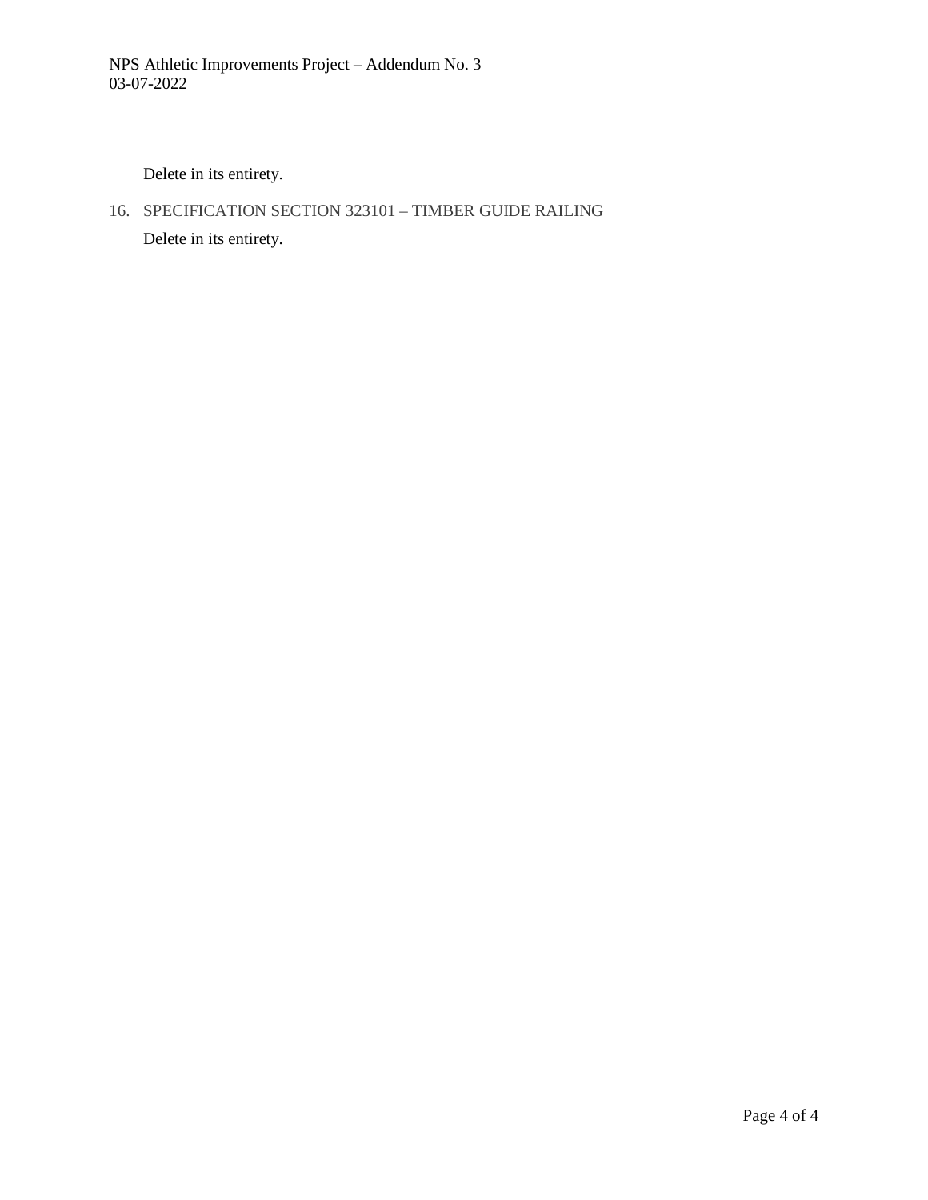Delete in its entirety.

16. SPECIFICATION SECTION 323101 – TIMBER GUIDE RAILING

    Delete in its entirety.